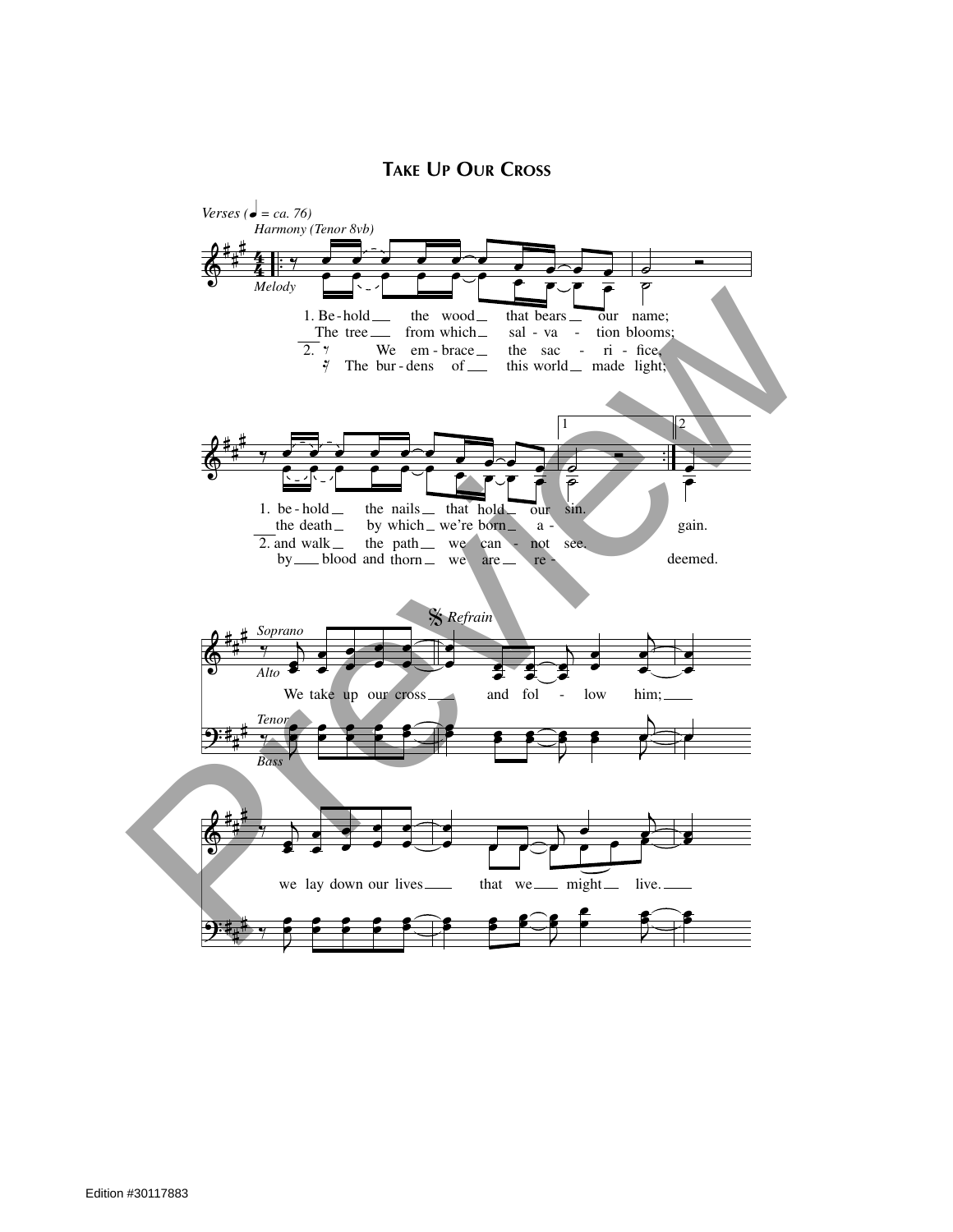# Take Up Our Cross

*Verses (♩ = ca. 76)*

*Harmony (Tenor 8vb)*

*Melody*

1. Be - hold the wood that bears our name;
The tree from which sal - va - tion blooms;
2. We em - brace the sac - ri - fice,
The bur - dens of this world made light;

1. be - hold the nails that hold our sin.
the death by which we're born a - gain.
2. and walk the path we can - not see.
by blood and thorn we are re - deemed.

*Refrain*

*Soprano*
*Alto*

We take up our cross and fol - low him;

*Tenor*
*Bass*

we lay down our lives that we might live.

Edition #30117883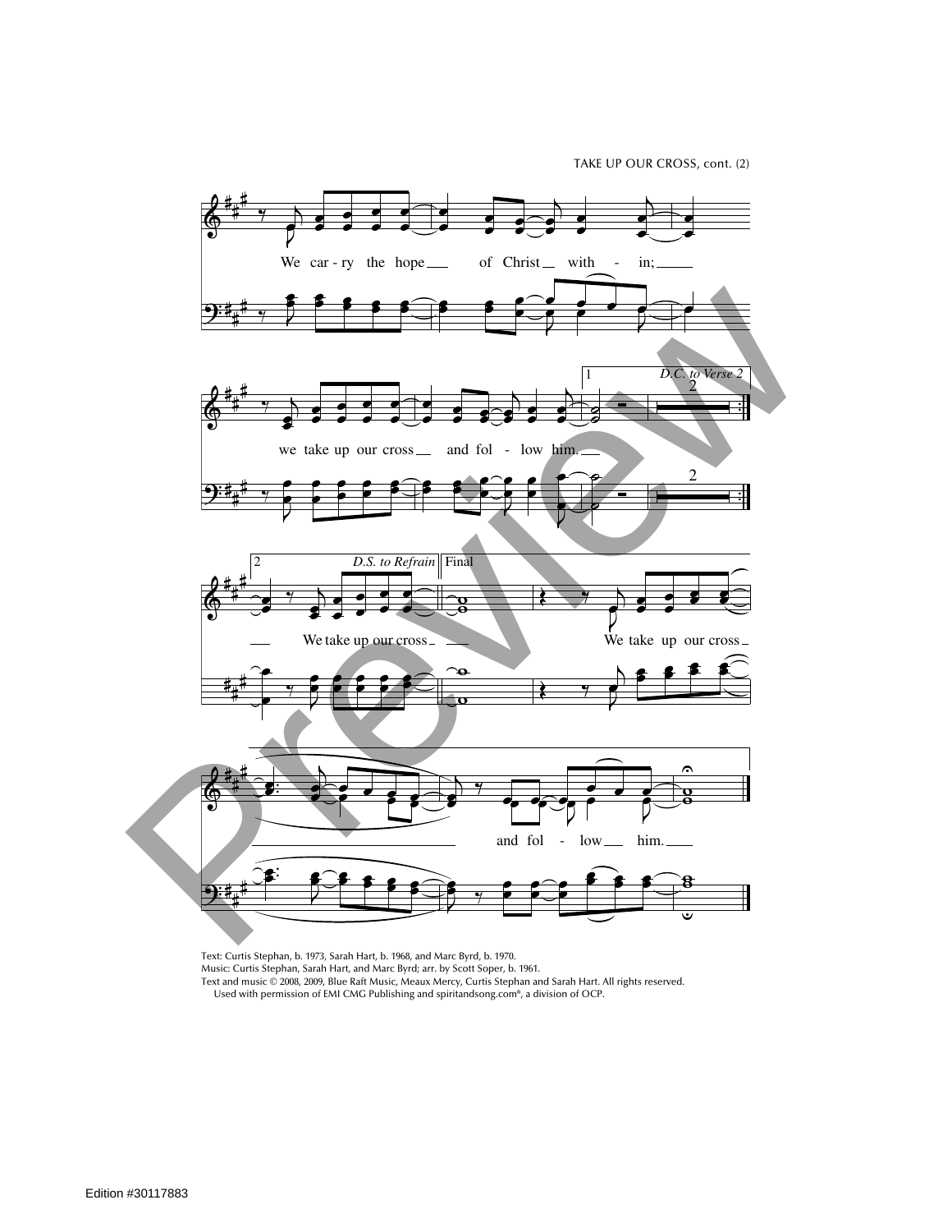We car - ry the hope of Christ with - in;

we take up our cross and fol - low him.

1 *D.C. to Verse 2*

2 *D.S. to Refrain*

We take up our cross

Final

We take up our cross

and fol - low him.

Text: Curtis Stephan, b. 1973, Sarah Hart, b. 1968, and Marc Byrd, b. 1970.
Music: Curtis Stephan, Sarah Hart, and Marc Byrd; arr. by Scott Soper, b. 1961.
Text and music © 2008, 2009, Blue Raft Music, Meaux Mercy, Curtis Stephan and Sarah Hart. All rights reserved.
Used with permission of EMI CMG Publishing and spiritandsong.com®, a division of OCP.

Edition #30117883